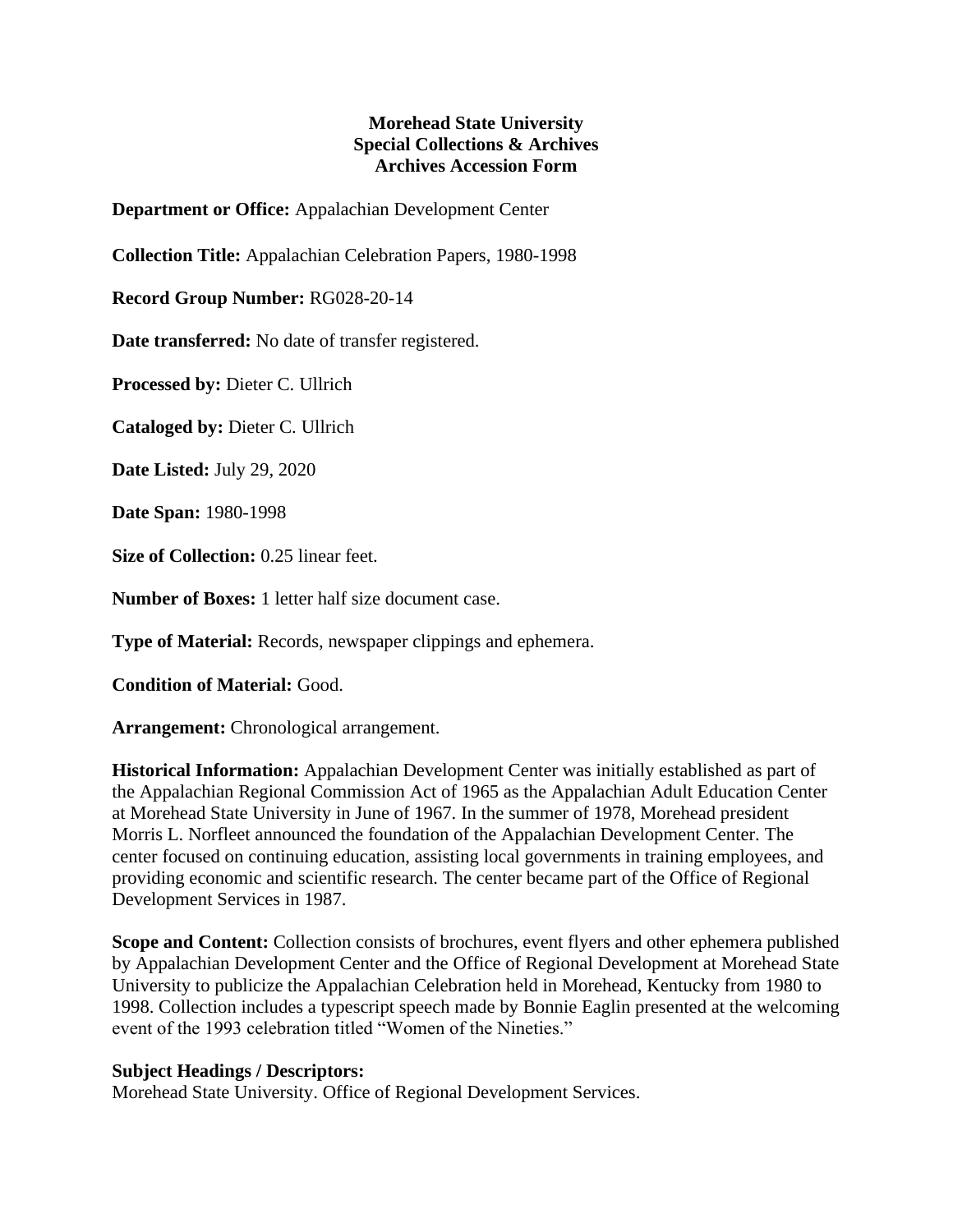**Morehead State University**
**Special Collections & Archives**
**Archives Accession Form**

**Department or Office:** Appalachian Development Center

**Collection Title:** Appalachian Celebration Papers, 1980-1998

**Record Group Number:** RG028-20-14

**Date transferred:** No date of transfer registered.

**Processed by:** Dieter C. Ullrich

**Cataloged by:** Dieter C. Ullrich

**Date Listed:** July 29, 2020

**Date Span:** 1980-1998

**Size of Collection:** 0.25 linear feet.

**Number of Boxes:** 1 letter half size document case.

**Type of Material:** Records, newspaper clippings and ephemera.

**Condition of Material:** Good.

**Arrangement:** Chronological arrangement.

**Historical Information:** Appalachian Development Center was initially established as part of the Appalachian Regional Commission Act of 1965 as the Appalachian Adult Education Center at Morehead State University in June of 1967. In the summer of 1978, Morehead president Morris L. Norfleet announced the foundation of the Appalachian Development Center. The center focused on continuing education, assisting local governments in training employees, and providing economic and scientific research. The center became part of the Office of Regional Development Services in 1987.

**Scope and Content:** Collection consists of brochures, event flyers and other ephemera published by Appalachian Development Center and the Office of Regional Development at Morehead State University to publicize the Appalachian Celebration held in Morehead, Kentucky from 1980 to 1998. Collection includes a typescript speech made by Bonnie Eaglin presented at the welcoming event of the 1993 celebration titled "Women of the Nineties."

**Subject Headings / Descriptors:**
Morehead State University. Office of Regional Development Services.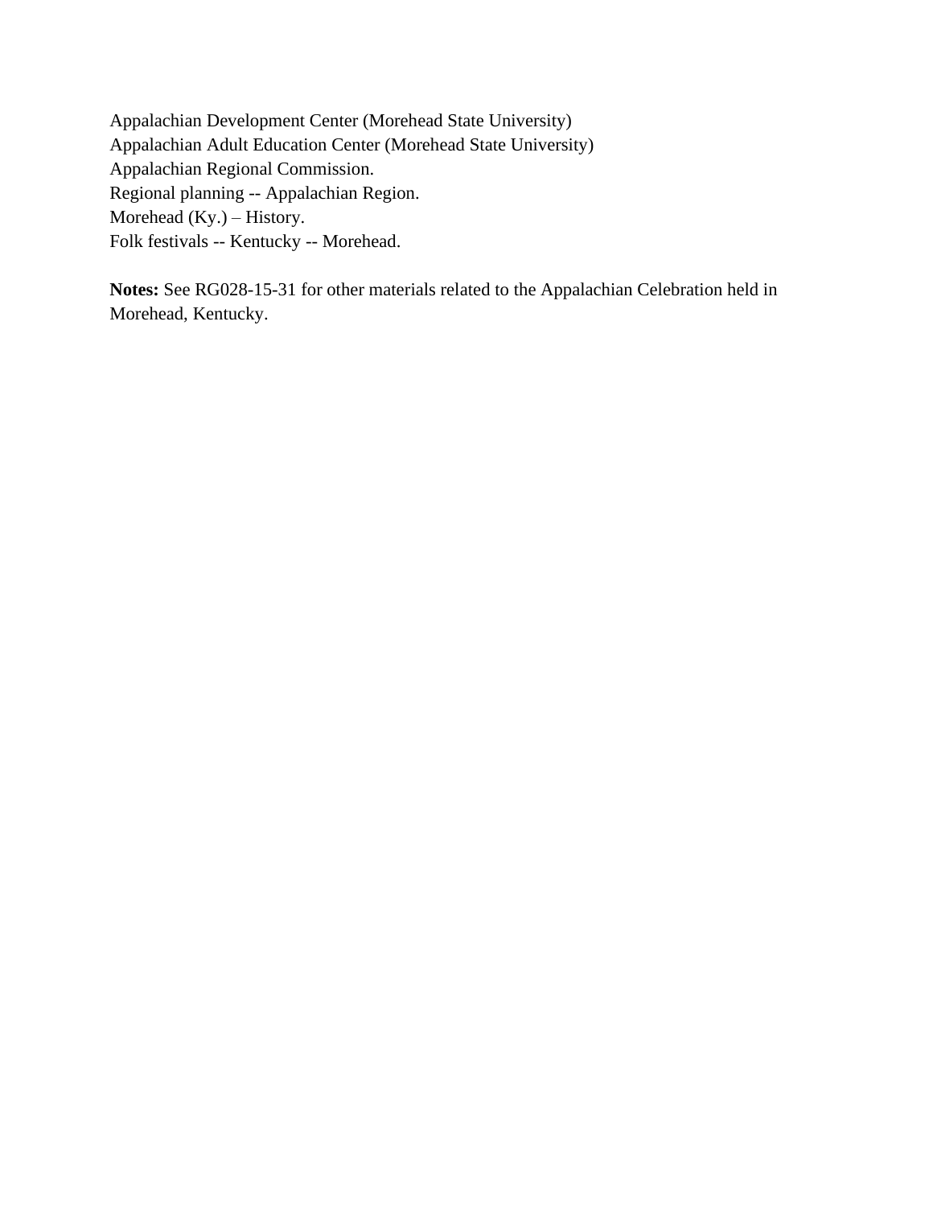Appalachian Development Center (Morehead State University)
Appalachian Adult Education Center (Morehead State University)
Appalachian Regional Commission.
Regional planning -- Appalachian Region.
Morehead (Ky.) – History.
Folk festivals -- Kentucky -- Morehead.

**Notes:** See RG028-15-31 for other materials related to the Appalachian Celebration held in Morehead, Kentucky.